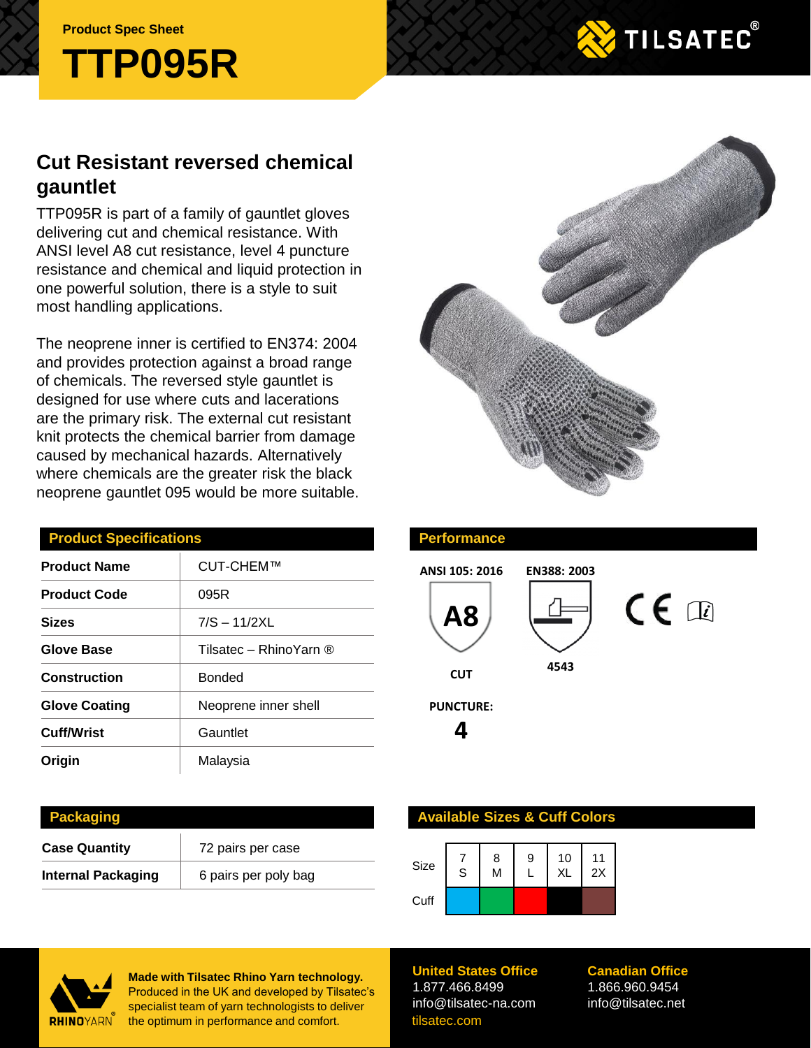Product Spec Sheet

# TTP095R

TILSATEC®

## Cut Resistant reversed chemical gauntlet

TTP095R is part of a family of gauntlet gloves delivering cut and chemical resistance. With ANSI level A8 cut resistance, level 4 puncture resistance and chemical and liquid protection in one powerful solution, there is a style to suit most handling applications.

The neoprene inner is certified to EN374: 2004 and provides protection against a broad range of chemicals. The reversed style gauntlet is designed for use where cuts and lacerations are the primary risk. The external cut resistant knit protects the chemical barrier from damage caused by mechanical hazards. Alternatively where chemicals are the greater risk the black neoprene gauntlet 095 would be more suitable.

### Product Specifications

| | |
|---|---|
| **Product Name** | CUT-CHEM™ |
| **Product Code** | 095R |
| **Sizes** | 7/S – 11/2XL |
| **Glove Base** | Tilsatec – RhinoYarn ® |
| **Construction** | Bonded |
| **Glove Coating** | Neoprene inner shell |
| **Cuff/Wrist** | Gauntlet |
| **Origin** | Malaysia |

### Performance

**ANSI 105: 2016**

A8

**CUT**

**EN388: 2003**

4543

**PUNCTURE:**

**4**

CE

### Packaging

| | |
|---|---|
| **Case Quantity** | 72 pairs per case |
| **Internal Packaging** | 6 pairs per poly bag |

### Available Sizes & Cuff Colors

| Size | 7 S | 8 M | 9 L | 10 XL | 11 2X |
|---|---|---|---|---|---|
| Cuff | Blue | Green | Red | Black | Brown |

RHINOYARN®

**Made with Tilsatec Rhino Yarn technology.** Produced in the UK and developed by Tilsatec's specialist team of yarn technologists to deliver the optimum in performance and comfort.

**United States Office**
1.877.466.8499
info@tilsatec-na.com
tilsatec.com

**Canadian Office**
1.866.960.9454
info@tilsatec.net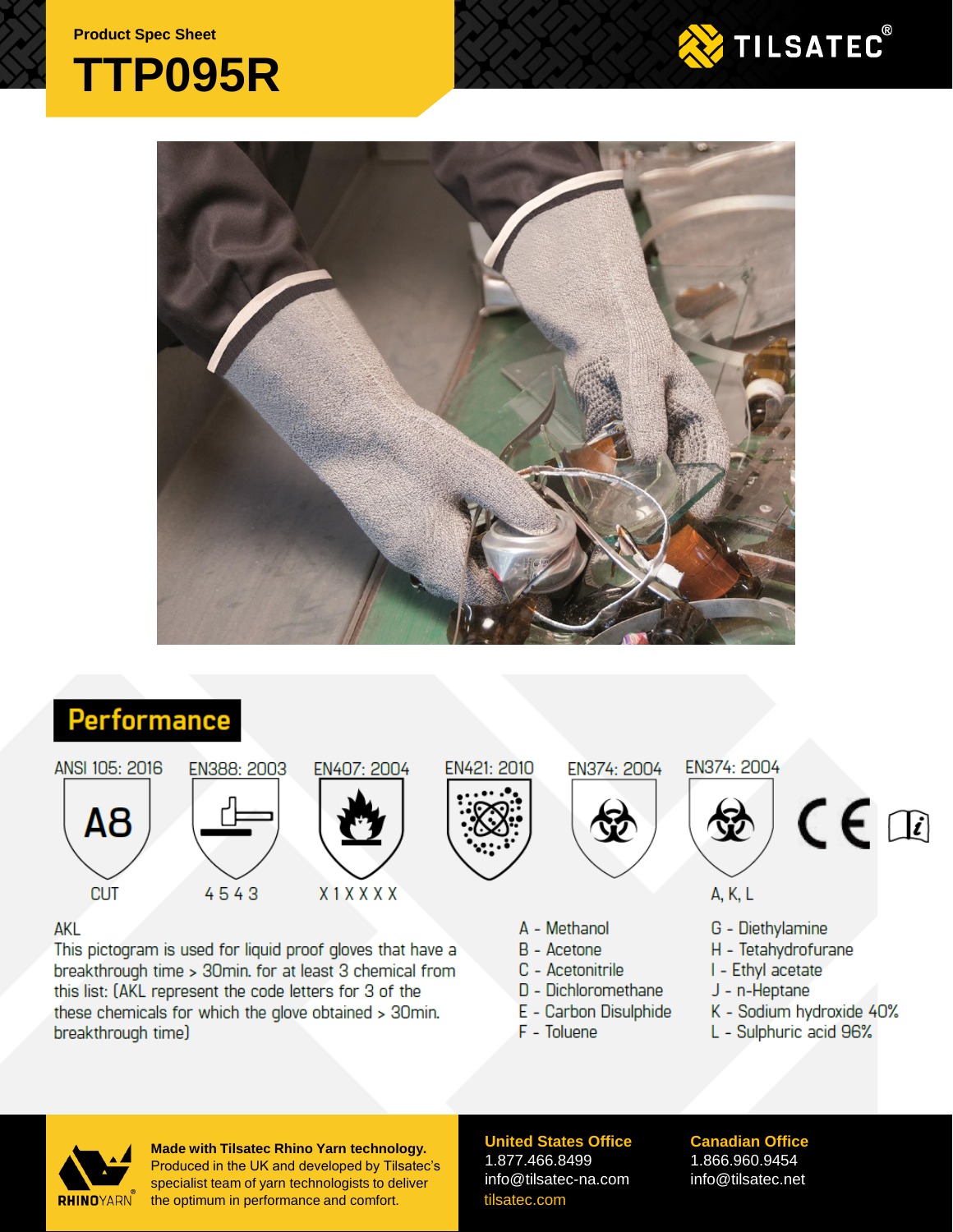Product Spec Sheet

# TTP095R

TILSATEC®

## Performance

| ANSI 105: 2016 | EN388: 2003 | EN407: 2004 | EN421: 2010 | EN374: 2004 | EN374: 2004 |
|---|---|---|---|---|---|
| A8 | | | | | |
| CUT | 4 5 4 3 | X 1 X X X X | | | A, K, L |

AKL
This pictogram is used for liquid proof gloves that have a breakthrough time > 30min. for at least 3 chemical from this list: (AKL represent the code letters for 3 of the these chemicals for which the glove obtained > 30min. breakthrough time)

A - Methanol
B - Acetone
C - Acetonitrile
D - Dichloromethane
E - Carbon Disulphide
F - Toluene
G - Diethylamine
H - Tetahydrofurane
I - Ethyl acetate
J - n-Heptane
K - Sodium hydroxide 40%
L - Sulphuric acid 96%

RHINOYARN®

**Made with Tilsatec Rhino Yarn technology.**
Produced in the UK and developed by Tilsatec's specialist team of yarn technologists to deliver the optimum in performance and comfort.

**United States Office**
1.877.466.8499
info@tilsatec-na.com
tilsatec.com

**Canadian Office**
1.866.960.9454
info@tilsatec.net